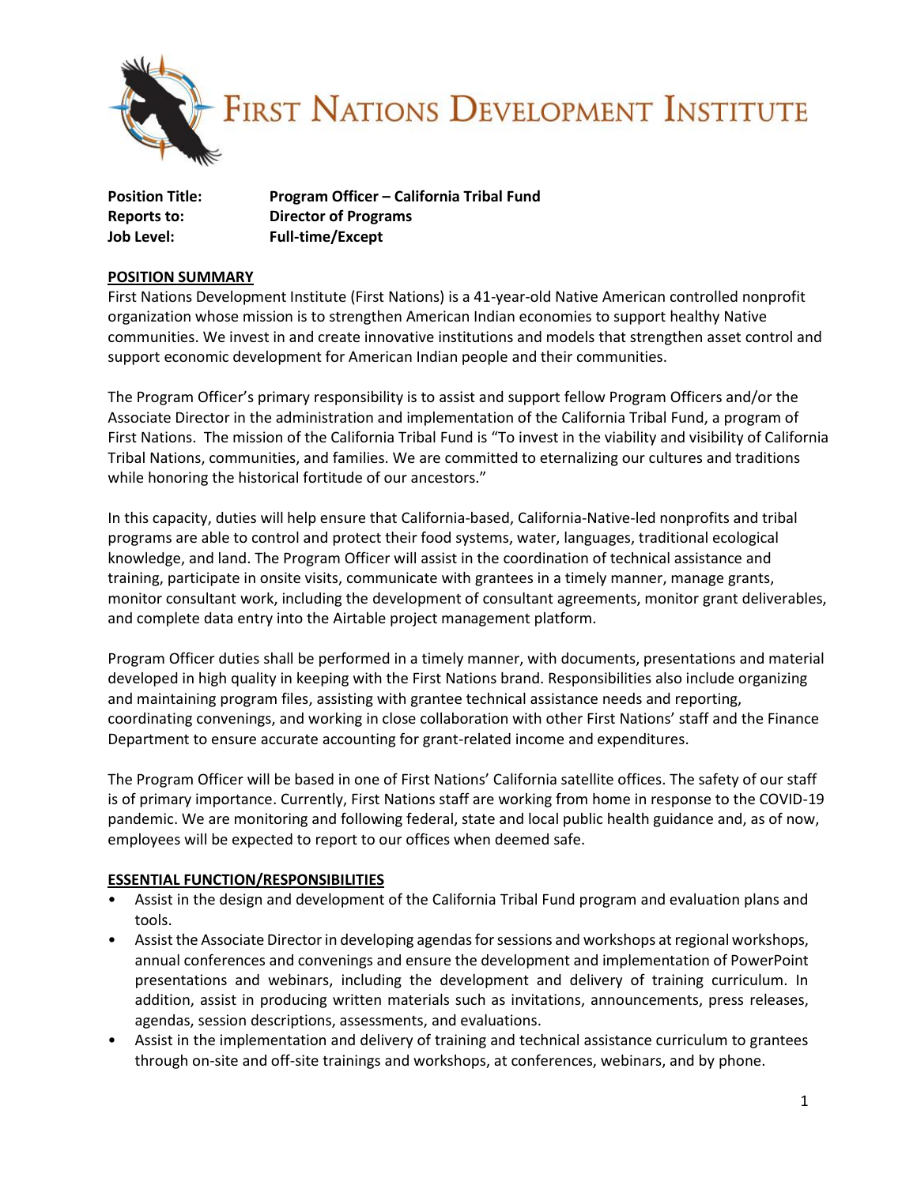# FIRST NATIONS DEVELOPMENT INSTITUTE

**Position Title:** **Program Officer – California Tribal Fund**
**Reports to:** **Director of Programs**
**Job Level:** **Full-time/Except**

## POSITION SUMMARY

First Nations Development Institute (First Nations) is a 41-year-old Native American controlled nonprofit organization whose mission is to strengthen American Indian economies to support healthy Native communities. We invest in and create innovative institutions and models that strengthen asset control and support economic development for American Indian people and their communities.

The Program Officer's primary responsibility is to assist and support fellow Program Officers and/or the Associate Director in the administration and implementation of the California Tribal Fund, a program of First Nations. The mission of the California Tribal Fund is "To invest in the viability and visibility of California Tribal Nations, communities, and families. We are committed to eternalizing our cultures and traditions while honoring the historical fortitude of our ancestors."

In this capacity, duties will help ensure that California-based, California-Native-led nonprofits and tribal programs are able to control and protect their food systems, water, languages, traditional ecological knowledge, and land. The Program Officer will assist in the coordination of technical assistance and training, participate in onsite visits, communicate with grantees in a timely manner, manage grants, monitor consultant work, including the development of consultant agreements, monitor grant deliverables, and complete data entry into the Airtable project management platform.

Program Officer duties shall be performed in a timely manner, with documents, presentations and material developed in high quality in keeping with the First Nations brand. Responsibilities also include organizing and maintaining program files, assisting with grantee technical assistance needs and reporting, coordinating convenings, and working in close collaboration with other First Nations' staff and the Finance Department to ensure accurate accounting for grant-related income and expenditures.

The Program Officer will be based in one of First Nations' California satellite offices. The safety of our staff is of primary importance. Currently, First Nations staff are working from home in response to the COVID-19 pandemic. We are monitoring and following federal, state and local public health guidance and, as of now, employees will be expected to report to our offices when deemed safe.

## ESSENTIAL FUNCTION/RESPONSIBILITIES

- Assist in the design and development of the California Tribal Fund program and evaluation plans and tools.
- Assist the Associate Director in developing agendas for sessions and workshops at regional workshops, annual conferences and convenings and ensure the development and implementation of PowerPoint presentations and webinars, including the development and delivery of training curriculum. In addition, assist in producing written materials such as invitations, announcements, press releases, agendas, session descriptions, assessments, and evaluations.
- Assist in the implementation and delivery of training and technical assistance curriculum to grantees through on-site and off-site trainings and workshops, at conferences, webinars, and by phone.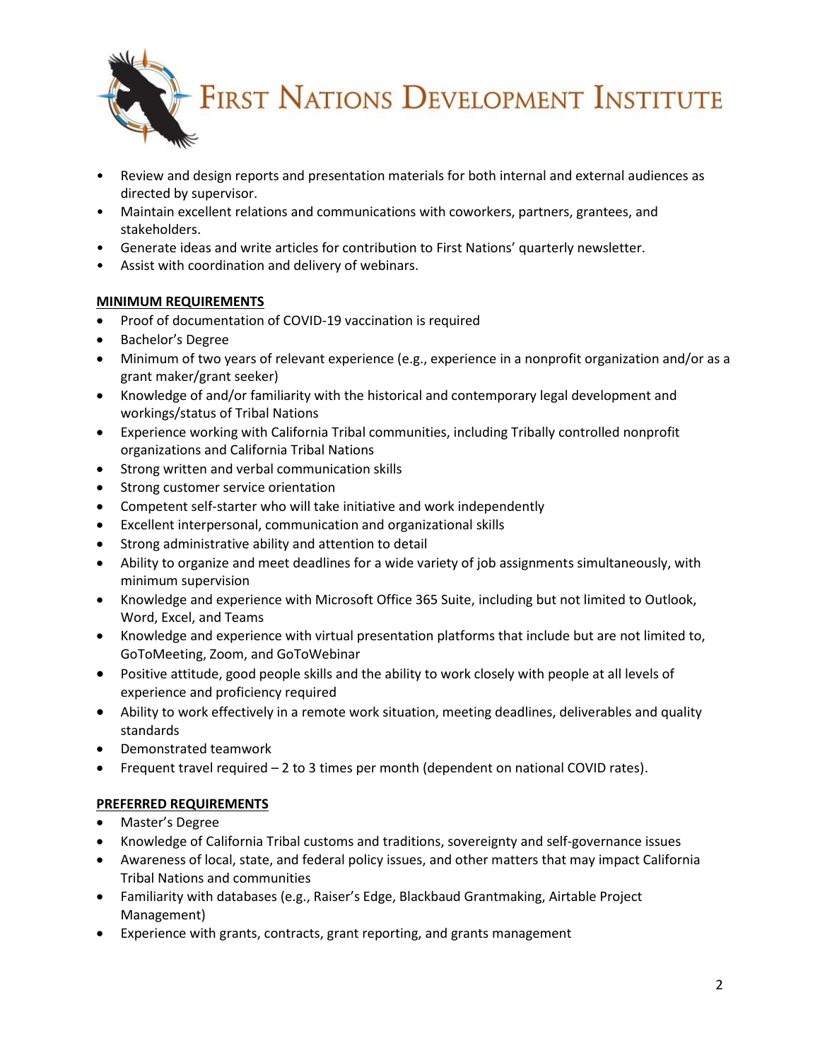- Review and design reports and presentation materials for both internal and external audiences as directed by supervisor.
- Maintain excellent relations and communications with coworkers, partners, grantees, and stakeholders.
- Generate ideas and write articles for contribution to First Nations' quarterly newsletter.
- Assist with coordination and delivery of webinars.

**MINIMUM REQUIREMENTS**

- Proof of documentation of COVID-19 vaccination is required
- Bachelor's Degree
- Minimum of two years of relevant experience (e.g., experience in a nonprofit organization and/or as a grant maker/grant seeker)
- Knowledge of and/or familiarity with the historical and contemporary legal development and workings/status of Tribal Nations
- Experience working with California Tribal communities, including Tribally controlled nonprofit organizations and California Tribal Nations
- Strong written and verbal communication skills
- Strong customer service orientation
- Competent self-starter who will take initiative and work independently
- Excellent interpersonal, communication and organizational skills
- Strong administrative ability and attention to detail
- Ability to organize and meet deadlines for a wide variety of job assignments simultaneously, with minimum supervision
- Knowledge and experience with Microsoft Office 365 Suite, including but not limited to Outlook, Word, Excel, and Teams
- Knowledge and experience with virtual presentation platforms that include but are not limited to, GoToMeeting, Zoom, and GoToWebinar
- Positive attitude, good people skills and the ability to work closely with people at all levels of experience and proficiency required
- Ability to work effectively in a remote work situation, meeting deadlines, deliverables and quality standards
- Demonstrated teamwork
- Frequent travel required – 2 to 3 times per month (dependent on national COVID rates).

**PREFERRED REQUIREMENTS**

- Master's Degree
- Knowledge of California Tribal customs and traditions, sovereignty and self-governance issues
- Awareness of local, state, and federal policy issues, and other matters that may impact California Tribal Nations and communities
- Familiarity with databases (e.g., Raiser's Edge, Blackbaud Grantmaking, Airtable Project Management)
- Experience with grants, contracts, grant reporting, and grants management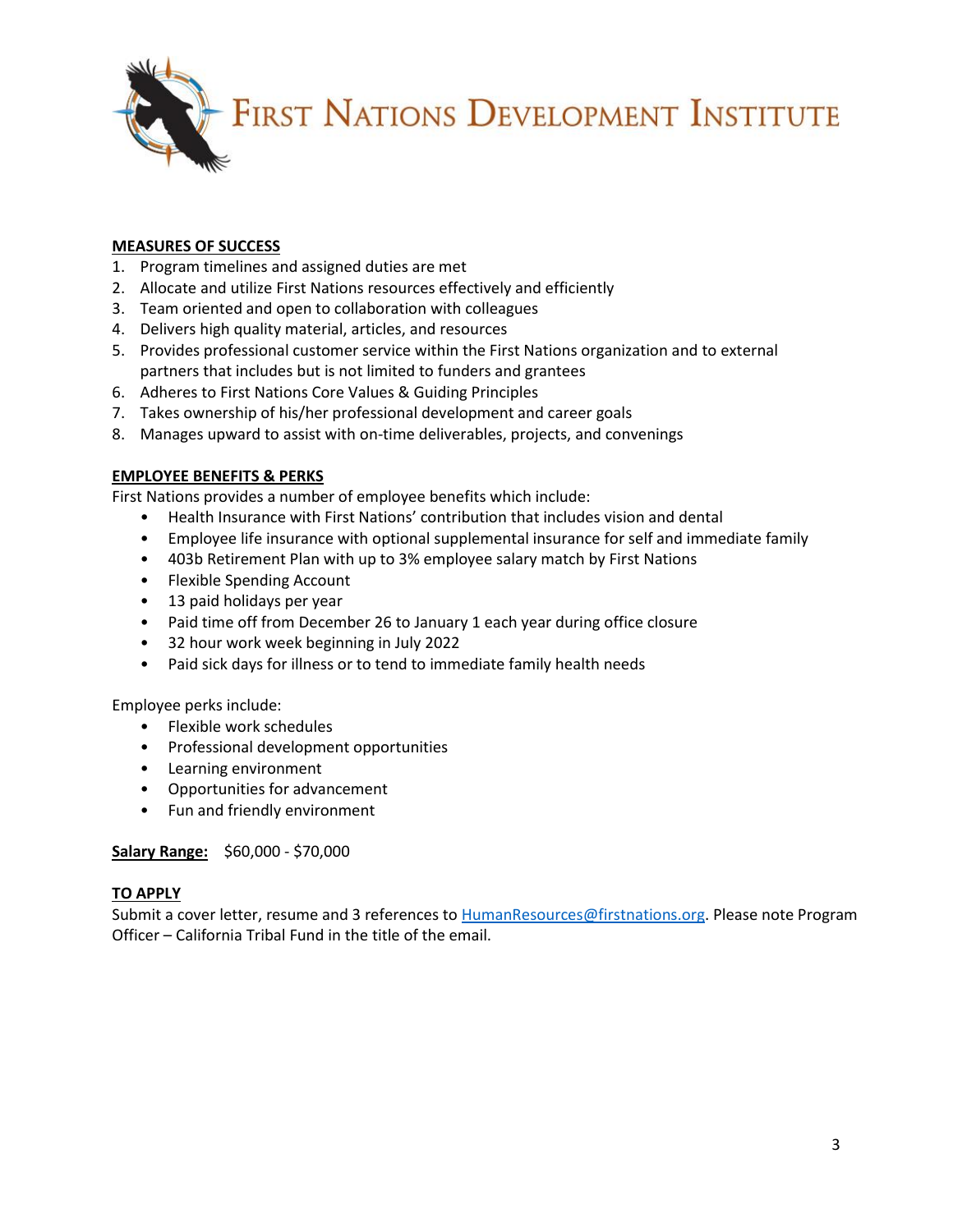FIRST NATIONS DEVELOPMENT INSTITUTE

**MEASURES OF SUCCESS**

1. Program timelines and assigned duties are met
2. Allocate and utilize First Nations resources effectively and efficiently
3. Team oriented and open to collaboration with colleagues
4. Delivers high quality material, articles, and resources
5. Provides professional customer service within the First Nations organization and to external partners that includes but is not limited to funders and grantees
6. Adheres to First Nations Core Values & Guiding Principles
7. Takes ownership of his/her professional development and career goals
8. Manages upward to assist with on-time deliverables, projects, and convenings

**EMPLOYEE BENEFITS & PERKS**

First Nations provides a number of employee benefits which include:

- Health Insurance with First Nations' contribution that includes vision and dental
- Employee life insurance with optional supplemental insurance for self and immediate family
- 403b Retirement Plan with up to 3% employee salary match by First Nations
- Flexible Spending Account
- 13 paid holidays per year
- Paid time off from December 26 to January 1 each year during office closure
- 32 hour work week beginning in July 2022
- Paid sick days for illness or to tend to immediate family health needs

Employee perks include:

- Flexible work schedules
- Professional development opportunities
- Learning environment
- Opportunities for advancement
- Fun and friendly environment

**Salary Range:** $60,000 - $70,000

**TO APPLY**

Submit a cover letter, resume and 3 references to HumanResources@firstnations.org. Please note Program Officer – California Tribal Fund in the title of the email.